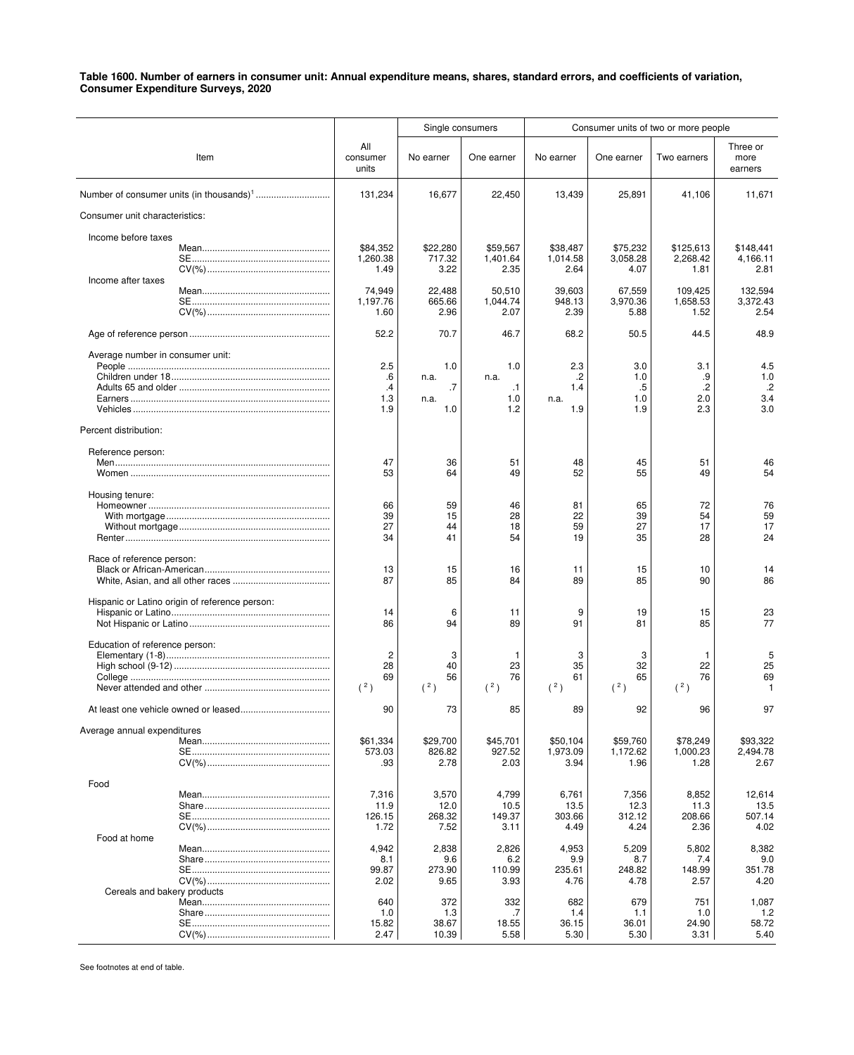**Table 1600. Number of earners in consumer unit: Annual expenditure means, shares, standard errors, and coefficients of variation, Consumer Expenditure Surveys, 2020**

| Item | All consumer units | Single consumers: No earner | Single consumers: One earner | Consumer units of two or more people: No earner | Consumer units of two or more people: One earner | Consumer units of two or more people: Two earners | Consumer units of two or more people: Three or more earners |
|---|---|---|---|---|---|---|---|
| Number of consumer units (in thousands)[1] | 131,234 | 16,677 | 22,450 | 13,439 | 25,891 | 41,106 | 11,671 |
| Consumer unit characteristics: | | | | | | | |
| Income before taxes | | | | | | | |
| Mean | $84,352 | $22,280 | $59,567 | $38,487 | $75,232 | $125,613 | $148,441 |
| SE | 1,260.38 | 717.32 | 1,401.64 | 1,014.58 | 3,058.28 | 2,268.42 | 4,166.11 |
| CV(%) | 1.49 | 3.22 | 2.35 | 2.64 | 4.07 | 1.81 | 2.81 |
| Income after taxes | | | | | | | |
| Mean | 74,949 | 22,488 | 50,510 | 39,603 | 67,559 | 109,425 | 132,594 |
| SE | 1,197.76 | 665.66 | 1,044.74 | 948.13 | 3,970.36 | 1,658.53 | 3,372.43 |
| CV(%) | 1.60 | 2.96 | 2.07 | 2.39 | 5.88 | 1.52 | 2.54 |
| Age of reference person | 52.2 | 70.7 | 46.7 | 68.2 | 50.5 | 44.5 | 48.9 |
| Average number in consumer unit: | | | | | | | |
| People | 2.5 | 1.0 | 1.0 | 2.3 | 3.0 | 3.1 | 4.5 |
| Children under 18 | .6 | n.a. | n.a. | .2 | 1.0 | .9 | 1.0 |
| Adults 65 and older | .4 | .7 | .1 | 1.4 | .5 | .2 | .2 |
| Earners | 1.3 | n.a. | 1.0 | n.a. | 1.0 | 2.0 | 3.4 |
| Vehicles | 1.9 | 1.0 | 1.2 | 1.9 | 1.9 | 2.3 | 3.0 |
| Percent distribution: | | | | | | | |
| Reference person: | | | | | | | |
| Men | 47 | 36 | 51 | 48 | 45 | 51 | 46 |
| Women | 53 | 64 | 49 | 52 | 55 | 49 | 54 |
| Housing tenure: | | | | | | | |
| Homeowner | 66 | 59 | 46 | 81 | 65 | 72 | 76 |
| With mortgage | 39 | 15 | 28 | 22 | 39 | 54 | 59 |
| Without mortgage | 27 | 44 | 18 | 59 | 27 | 17 | 17 |
| Renter | 34 | 41 | 54 | 19 | 35 | 28 | 24 |
| Race of reference person: | | | | | | | |
| Black or African-American | 13 | 15 | 16 | 11 | 15 | 10 | 14 |
| White, Asian, and all other races | 87 | 85 | 84 | 89 | 85 | 90 | 86 |
| Hispanic or Latino origin of reference person: | | | | | | | |
| Hispanic or Latino | 14 | 6 | 11 | 9 | 19 | 15 | 23 |
| Not Hispanic or Latino | 86 | 94 | 89 | 91 | 81 | 85 | 77 |
| Education of reference person: | | | | | | | |
| Elementary (1-8) | 2 | 3 | 1 | 3 | 3 | 1 | 5 |
| High school (9-12) | 28 | 40 | 23 | 35 | 32 | 22 | 25 |
| College | 69 | 56 | 76 | 61 | 65 | 76 | 69 |
| Never attended and other | ([2]) | ([2]) | ([2]) | ([2]) | ([2]) | ([2]) | 1 |
| At least one vehicle owned or leased | 90 | 73 | 85 | 89 | 92 | 96 | 97 |
| Average annual expenditures | | | | | | | |
| Mean | $61,334 | $29,700 | $45,701 | $50,104 | $59,760 | $78,249 | $93,322 |
| SE | 573.03 | 826.82 | 927.52 | 1,973.09 | 1,172.62 | 1,000.23 | 2,494.78 |
| CV(%) | .93 | 2.78 | 2.03 | 3.94 | 1.96 | 1.28 | 2.67 |
| Food | | | | | | | |
| Mean | 7,316 | 3,570 | 4,799 | 6,761 | 7,356 | 8,852 | 12,614 |
| Share | 11.9 | 12.0 | 10.5 | 13.5 | 12.3 | 11.3 | 13.5 |
| SE | 126.15 | 268.32 | 149.37 | 303.66 | 312.12 | 208.66 | 507.14 |
| CV(%) | 1.72 | 7.52 | 3.11 | 4.49 | 4.24 | 2.36 | 4.02 |
| Food at home | | | | | | | |
| Mean | 4,942 | 2,838 | 2,826 | 4,953 | 5,209 | 5,802 | 8,382 |
| Share | 8.1 | 9.6 | 6.2 | 9.9 | 8.7 | 7.4 | 9.0 |
| SE | 99.87 | 273.90 | 110.99 | 235.61 | 248.82 | 148.99 | 351.78 |
| CV(%) | 2.02 | 9.65 | 3.93 | 4.76 | 4.78 | 2.57 | 4.20 |
| Cereals and bakery products | | | | | | | |
| Mean | 640 | 372 | 332 | 682 | 679 | 751 | 1,087 |
| Share | 1.0 | 1.3 | .7 | 1.4 | 1.1 | 1.0 | 1.2 |
| SE | 15.82 | 38.67 | 18.55 | 36.15 | 36.01 | 24.90 | 58.72 |
| CV(%) | 2.47 | 10.39 | 5.58 | 5.30 | 5.30 | 3.31 | 5.40 |

See footnotes at end of table.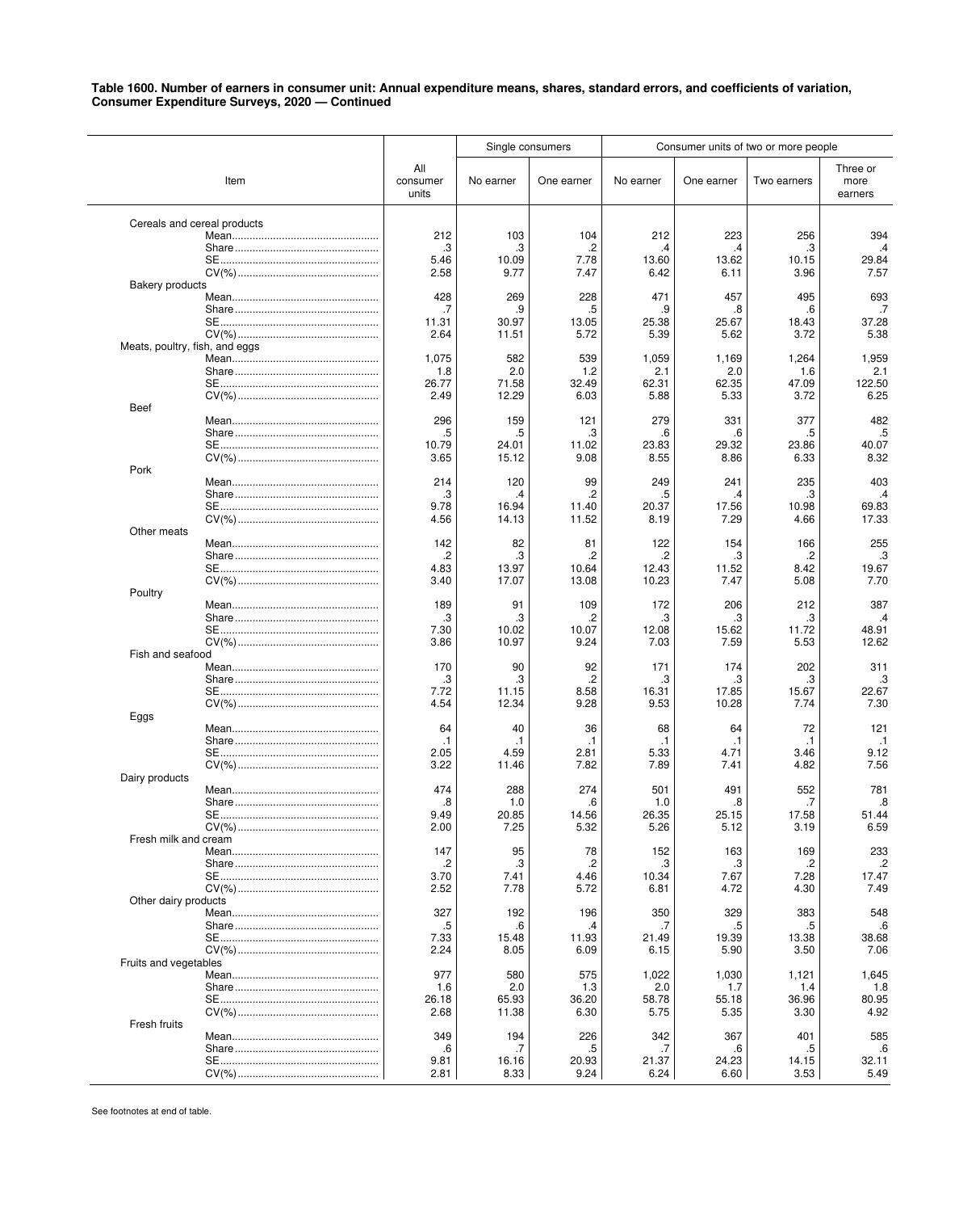**Table 1600. Number of earners in consumer unit: Annual expenditure means, shares, standard errors, and coefficients of variation, Consumer Expenditure Surveys, 2020 — Continued**

| Item | All consumer units | Single consumers | | Consumer units of two or more people | | | |
|---|---|---|---|---|---|---|---|
| | | No earner | One earner | No earner | One earner | Two earners | Three or more earners |
| Cereals and cereal products | | | | | | | |
| Mean | 212 | 103 | 104 | 212 | 223 | 256 | 394 |
| Share | .3 | .3 | .2 | .4 | .4 | .3 | .4 |
| SE | 5.46 | 10.09 | 7.78 | 13.60 | 13.62 | 10.15 | 29.84 |
| CV(%) | 2.58 | 9.77 | 7.47 | 6.42 | 6.11 | 3.96 | 7.57 |
| Bakery products | | | | | | | |
| Mean | 428 | 269 | 228 | 471 | 457 | 495 | 693 |
| Share | .7 | .9 | .5 | .9 | .8 | .6 | .7 |
| SE | 11.31 | 30.97 | 13.05 | 25.38 | 25.67 | 18.43 | 37.28 |
| CV(%) | 2.64 | 11.51 | 5.72 | 5.39 | 5.62 | 3.72 | 5.38 |
| Meats, poultry, fish, and eggs | | | | | | | |
| Mean | 1,075 | 582 | 539 | 1,059 | 1,169 | 1,264 | 1,959 |
| Share | 1.8 | 2.0 | 1.2 | 2.1 | 2.0 | 1.6 | 2.1 |
| SE | 26.77 | 71.58 | 32.49 | 62.31 | 62.35 | 47.09 | 122.50 |
| CV(%) | 2.49 | 12.29 | 6.03 | 5.88 | 5.33 | 3.72 | 6.25 |
| Beef | | | | | | | |
| Mean | 296 | 159 | 121 | 279 | 331 | 377 | 482 |
| Share | .5 | .5 | .3 | .6 | .6 | .5 | .5 |
| SE | 10.79 | 24.01 | 11.02 | 23.83 | 29.32 | 23.86 | 40.07 |
| CV(%) | 3.65 | 15.12 | 9.08 | 8.55 | 8.86 | 6.33 | 8.32 |
| Pork | | | | | | | |
| Mean | 214 | 120 | 99 | 249 | 241 | 235 | 403 |
| Share | .3 | .4 | .2 | .5 | .4 | .3 | .4 |
| SE | 9.78 | 16.94 | 11.40 | 20.37 | 17.56 | 10.98 | 69.83 |
| CV(%) | 4.56 | 14.13 | 11.52 | 8.19 | 7.29 | 4.66 | 17.33 |
| Other meats | | | | | | | |
| Mean | 142 | 82 | 81 | 122 | 154 | 166 | 255 |
| Share | .2 | .3 | .2 | .2 | .3 | .2 | .3 |
| SE | 4.83 | 13.97 | 10.64 | 12.43 | 11.52 | 8.42 | 19.67 |
| CV(%) | 3.40 | 17.07 | 13.08 | 10.23 | 7.47 | 5.08 | 7.70 |
| Poultry | | | | | | | |
| Mean | 189 | 91 | 109 | 172 | 206 | 212 | 387 |
| Share | .3 | .3 | .2 | .3 | .3 | .3 | .4 |
| SE | 7.30 | 10.02 | 10.07 | 12.08 | 15.62 | 11.72 | 48.91 |
| CV(%) | 3.86 | 10.97 | 9.24 | 7.03 | 7.59 | 5.53 | 12.62 |
| Fish and seafood | | | | | | | |
| Mean | 170 | 90 | 92 | 171 | 174 | 202 | 311 |
| Share | .3 | .3 | .2 | .3 | .3 | .3 | .3 |
| SE | 7.72 | 11.15 | 8.58 | 16.31 | 17.85 | 15.67 | 22.67 |
| CV(%) | 4.54 | 12.34 | 9.28 | 9.53 | 10.28 | 7.74 | 7.30 |
| Eggs | | | | | | | |
| Mean | 64 | 40 | 36 | 68 | 64 | 72 | 121 |
| Share | .1 | .1 | .1 | .1 | .1 | .1 | .1 |
| SE | 2.05 | 4.59 | 2.81 | 5.33 | 4.71 | 3.46 | 9.12 |
| CV(%) | 3.22 | 11.46 | 7.82 | 7.89 | 7.41 | 4.82 | 7.56 |
| Dairy products | | | | | | | |
| Mean | 474 | 288 | 274 | 501 | 491 | 552 | 781 |
| Share | .8 | 1.0 | .6 | 1.0 | .8 | .7 | .8 |
| SE | 9.49 | 20.85 | 14.56 | 26.35 | 25.15 | 17.58 | 51.44 |
| CV(%) | 2.00 | 7.25 | 5.32 | 5.26 | 5.12 | 3.19 | 6.59 |
| Fresh milk and cream | | | | | | | |
| Mean | 147 | 95 | 78 | 152 | 163 | 169 | 233 |
| Share | .2 | .3 | .2 | .3 | .3 | .2 | .2 |
| SE | 3.70 | 7.41 | 4.46 | 10.34 | 7.67 | 7.28 | 17.47 |
| CV(%) | 2.52 | 7.78 | 5.72 | 6.81 | 4.72 | 4.30 | 7.49 |
| Other dairy products | | | | | | | |
| Mean | 327 | 192 | 196 | 350 | 329 | 383 | 548 |
| Share | .5 | .6 | .4 | .7 | .5 | .5 | .6 |
| SE | 7.33 | 15.48 | 11.93 | 21.49 | 19.39 | 13.38 | 38.68 |
| CV(%) | 2.24 | 8.05 | 6.09 | 6.15 | 5.90 | 3.50 | 7.06 |
| Fruits and vegetables | | | | | | | |
| Mean | 977 | 580 | 575 | 1,022 | 1,030 | 1,121 | 1,645 |
| Share | 1.6 | 2.0 | 1.3 | 2.0 | 1.7 | 1.4 | 1.8 |
| SE | 26.18 | 65.93 | 36.20 | 58.78 | 55.18 | 36.96 | 80.95 |
| CV(%) | 2.68 | 11.38 | 6.30 | 5.75 | 5.35 | 3.30 | 4.92 |
| Fresh fruits | | | | | | | |
| Mean | 349 | 194 | 226 | 342 | 367 | 401 | 585 |
| Share | .6 | .7 | .5 | .7 | .6 | .5 | .6 |
| SE | 9.81 | 16.16 | 20.93 | 21.37 | 24.23 | 14.15 | 32.11 |
| CV(%) | 2.81 | 8.33 | 9.24 | 6.24 | 6.60 | 3.53 | 5.49 |

See footnotes at end of table.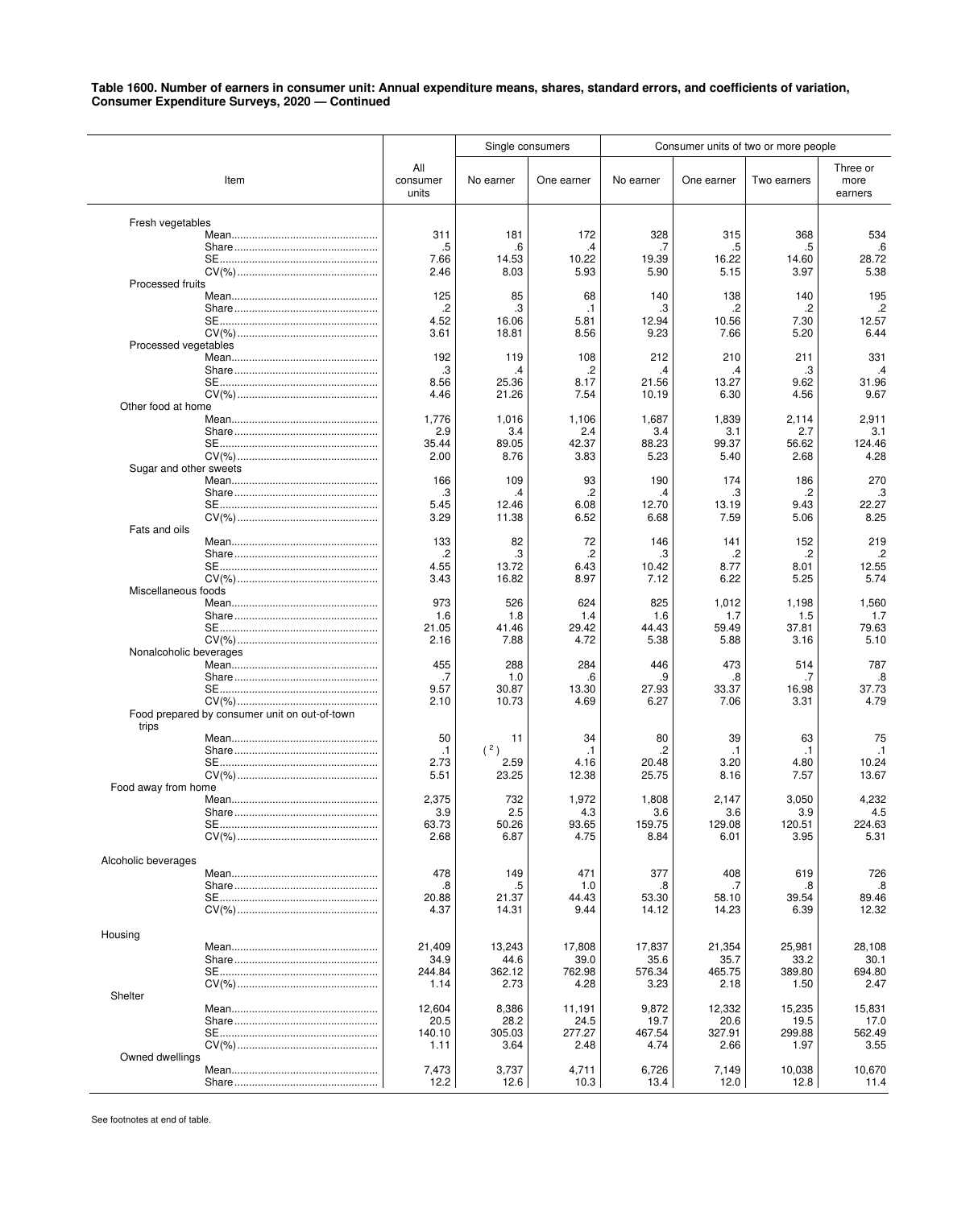**Table 1600. Number of earners in consumer unit: Annual expenditure means, shares, standard errors, and coefficients of variation, Consumer Expenditure Surveys, 2020 — Continued**

| Item | All consumer units | Single consumers | | Consumer units of two or more people | | | |
|---|---|---|---|---|---|---|---|
| | | No earner | One earner | No earner | One earner | Two earners | Three or more earners |
| Fresh vegetables | | | | | | | |
| Mean | 311 | 181 | 172 | 328 | 315 | 368 | 534 |
| Share | .5 | .6 | .4 | .7 | .5 | .5 | .6 |
| SE | 7.66 | 14.53 | 10.22 | 19.39 | 16.22 | 14.60 | 28.72 |
| CV(%) | 2.46 | 8.03 | 5.93 | 5.90 | 5.15 | 3.97 | 5.38 |
| Processed fruits | | | | | | | |
| Mean | 125 | 85 | 68 | 140 | 138 | 140 | 195 |
| Share | .2 | .3 | .1 | .3 | .2 | .2 | .2 |
| SE | 4.52 | 16.06 | 5.81 | 12.94 | 10.56 | 7.30 | 12.57 |
| CV(%) | 3.61 | 18.81 | 8.56 | 9.23 | 7.66 | 5.20 | 6.44 |
| Processed vegetables | | | | | | | |
| Mean | 192 | 119 | 108 | 212 | 210 | 211 | 331 |
| Share | .3 | .4 | .2 | .4 | .4 | .3 | .4 |
| SE | 8.56 | 25.36 | 8.17 | 21.56 | 13.27 | 9.62 | 31.96 |
| CV(%) | 4.46 | 21.26 | 7.54 | 10.19 | 6.30 | 4.56 | 9.67 |
| Other food at home | | | | | | | |
| Mean | 1,776 | 1,016 | 1,106 | 1,687 | 1,839 | 2,114 | 2,911 |
| Share | 2.9 | 3.4 | 2.4 | 3.4 | 3.1 | 2.7 | 3.1 |
| SE | 35.44 | 89.05 | 42.37 | 88.23 | 99.37 | 56.62 | 124.46 |
| CV(%) | 2.00 | 8.76 | 3.83 | 5.23 | 5.40 | 2.68 | 4.28 |
| Sugar and other sweets | | | | | | | |
| Mean | 166 | 109 | 93 | 190 | 174 | 186 | 270 |
| Share | .3 | .4 | .2 | .4 | .3 | .2 | .3 |
| SE | 5.45 | 12.46 | 6.08 | 12.70 | 13.19 | 9.43 | 22.27 |
| CV(%) | 3.29 | 11.38 | 6.52 | 6.68 | 7.59 | 5.06 | 8.25 |
| Fats and oils | | | | | | | |
| Mean | 133 | 82 | 72 | 146 | 141 | 152 | 219 |
| Share | .2 | .3 | .2 | .3 | .2 | .2 | .2 |
| SE | 4.55 | 13.72 | 6.43 | 10.42 | 8.77 | 8.01 | 12.55 |
| CV(%) | 3.43 | 16.82 | 8.97 | 7.12 | 6.22 | 5.25 | 5.74 |
| Miscellaneous foods | | | | | | | |
| Mean | 973 | 526 | 624 | 825 | 1,012 | 1,198 | 1,560 |
| Share | 1.6 | 1.8 | 1.4 | 1.6 | 1.7 | 1.5 | 1.7 |
| SE | 21.05 | 41.46 | 29.42 | 44.43 | 59.49 | 37.81 | 79.63 |
| CV(%) | 2.16 | 7.88 | 4.72 | 5.38 | 5.88 | 3.16 | 5.10 |
| Nonalcoholic beverages | | | | | | | |
| Mean | 455 | 288 | 284 | 446 | 473 | 514 | 787 |
| Share | .7 | 1.0 | .6 | .9 | .8 | .7 | .8 |
| SE | 9.57 | 30.87 | 13.30 | 27.93 | 33.37 | 16.98 | 37.73 |
| CV(%) | 2.10 | 10.73 | 4.69 | 6.27 | 7.06 | 3.31 | 4.79 |
| Food prepared by consumer unit on out-of-town trips | | | | | | | |
| Mean | 50 | 11 | 34 | 80 | 39 | 63 | 75 |
| Share | .1 | ( [2] ) | .1 | .2 | .1 | .1 | .1 |
| SE | 2.73 | 2.59 | 4.16 | 20.48 | 3.20 | 4.80 | 10.24 |
| CV(%) | 5.51 | 23.25 | 12.38 | 25.75 | 8.16 | 7.57 | 13.67 |
| Food away from home | | | | | | | |
| Mean | 2,375 | 732 | 1,972 | 1,808 | 2,147 | 3,050 | 4,232 |
| Share | 3.9 | 2.5 | 4.3 | 3.6 | 3.6 | 3.9 | 4.5 |
| SE | 63.73 | 50.26 | 93.65 | 159.75 | 129.08 | 120.51 | 224.63 |
| CV(%) | 2.68 | 6.87 | 4.75 | 8.84 | 6.01 | 3.95 | 5.31 |
| Alcoholic beverages | | | | | | | |
| Mean | 478 | 149 | 471 | 377 | 408 | 619 | 726 |
| Share | .8 | .5 | 1.0 | .8 | .7 | .8 | .8 |
| SE | 20.88 | 21.37 | 44.43 | 53.30 | 58.10 | 39.54 | 89.46 |
| CV(%) | 4.37 | 14.31 | 9.44 | 14.12 | 14.23 | 6.39 | 12.32 |
| Housing | | | | | | | |
| Mean | 21,409 | 13,243 | 17,808 | 17,837 | 21,354 | 25,981 | 28,108 |
| Share | 34.9 | 44.6 | 39.0 | 35.6 | 35.7 | 33.2 | 30.1 |
| SE | 244.84 | 362.12 | 762.98 | 576.34 | 465.75 | 389.80 | 694.80 |
| CV(%) | 1.14 | 2.73 | 4.28 | 3.23 | 2.18 | 1.50 | 2.47 |
| Shelter | | | | | | | |
| Mean | 12,604 | 8,386 | 11,191 | 9,872 | 12,332 | 15,235 | 15,831 |
| Share | 20.5 | 28.2 | 24.5 | 19.7 | 20.6 | 19.5 | 17.0 |
| SE | 140.10 | 305.03 | 277.27 | 467.54 | 327.91 | 299.88 | 562.49 |
| CV(%) | 1.11 | 3.64 | 2.48 | 4.74 | 2.66 | 1.97 | 3.55 |
| Owned dwellings | | | | | | | |
| Mean | 7,473 | 3,737 | 4,711 | 6,726 | 7,149 | 10,038 | 10,670 |
| Share | 12.2 | 12.6 | 10.3 | 13.4 | 12.0 | 12.8 | 11.4 |

See footnotes at end of table.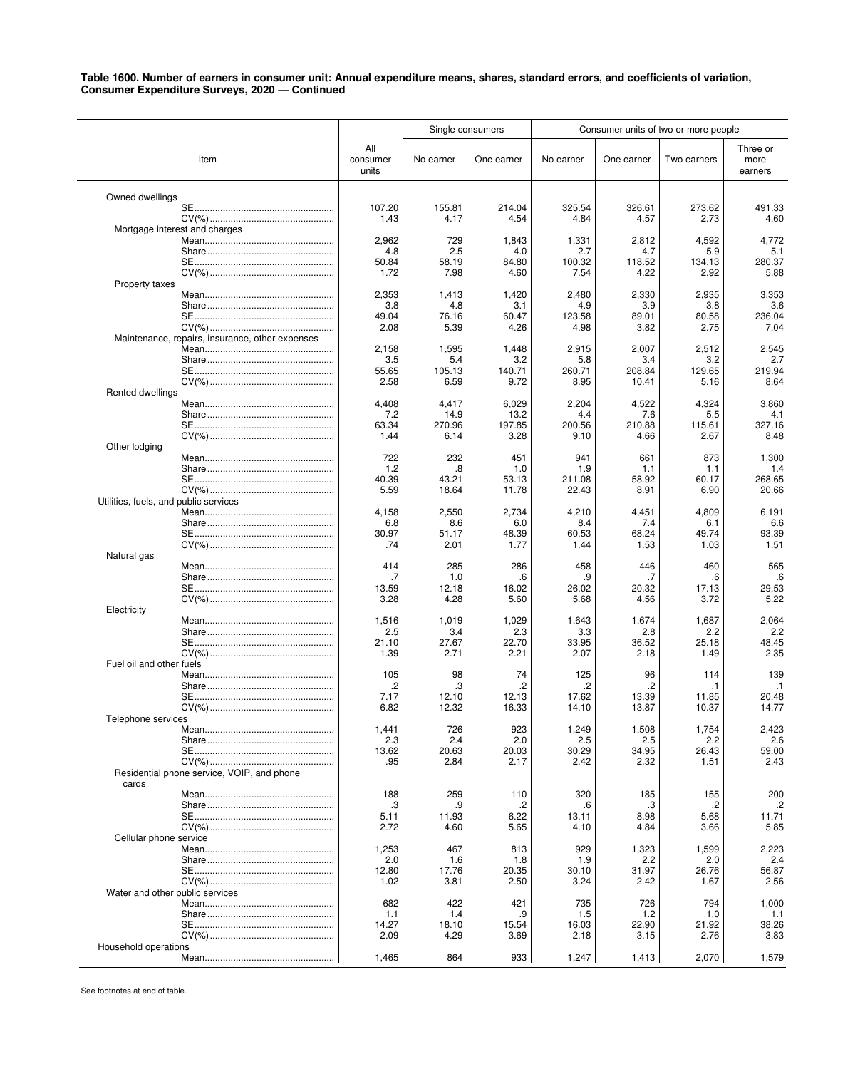**Table 1600. Number of earners in consumer unit: Annual expenditure means, shares, standard errors, and coefficients of variation, Consumer Expenditure Surveys, 2020 — Continued**

| Item | All consumer units | Single consumers | | Consumer units of two or more people | | | |
|---|---|---|---|---|---|---|---|
| | | No earner | One earner | No earner | One earner | Two earners | Three or more earners |
| Owned dwellings | | | | | | | |
| SE | 107.20 | 155.81 | 214.04 | 325.54 | 326.61 | 273.62 | 491.33 |
| CV(%) | 1.43 | 4.17 | 4.54 | 4.84 | 4.57 | 2.73 | 4.60 |
| Mortgage interest and charges | | | | | | | |
| Mean | 2,962 | 729 | 1,843 | 1,331 | 2,812 | 4,592 | 4,772 |
| Share | 4.8 | 2.5 | 4.0 | 2.7 | 4.7 | 5.9 | 5.1 |
| SE | 50.84 | 58.19 | 84.80 | 100.32 | 118.52 | 134.13 | 280.37 |
| CV(%) | 1.72 | 7.98 | 4.60 | 7.54 | 4.22 | 2.92 | 5.88 |
| Property taxes | | | | | | | |
| Mean | 2,353 | 1,413 | 1,420 | 2,480 | 2,330 | 2,935 | 3,353 |
| Share | 3.8 | 4.8 | 3.1 | 4.9 | 3.9 | 3.8 | 3.6 |
| SE | 49.04 | 76.16 | 60.47 | 123.58 | 89.01 | 80.58 | 236.04 |
| CV(%) | 2.08 | 5.39 | 4.26 | 4.98 | 3.82 | 2.75 | 7.04 |
| Maintenance, repairs, insurance, other expenses | | | | | | | |
| Mean | 2,158 | 1,595 | 1,448 | 2,915 | 2,007 | 2,512 | 2,545 |
| Share | 3.5 | 5.4 | 3.2 | 5.8 | 3.4 | 3.2 | 2.7 |
| SE | 55.65 | 105.13 | 140.71 | 260.71 | 208.84 | 129.65 | 219.94 |
| CV(%) | 2.58 | 6.59 | 9.72 | 8.95 | 10.41 | 5.16 | 8.64 |
| Rented dwellings | | | | | | | |
| Mean | 4,408 | 4,417 | 6,029 | 2,204 | 4,522 | 4,324 | 3,860 |
| Share | 7.2 | 14.9 | 13.2 | 4.4 | 7.6 | 5.5 | 4.1 |
| SE | 63.34 | 270.96 | 197.85 | 200.56 | 210.88 | 115.61 | 327.16 |
| CV(%) | 1.44 | 6.14 | 3.28 | 9.10 | 4.66 | 2.67 | 8.48 |
| Other lodging | | | | | | | |
| Mean | 722 | 232 | 451 | 941 | 661 | 873 | 1,300 |
| Share | 1.2 | .8 | 1.0 | 1.9 | 1.1 | 1.1 | 1.4 |
| SE | 40.39 | 43.21 | 53.13 | 211.08 | 58.92 | 60.17 | 268.65 |
| CV(%) | 5.59 | 18.64 | 11.78 | 22.43 | 8.91 | 6.90 | 20.66 |
| Utilities, fuels, and public services | | | | | | | |
| Mean | 4,158 | 2,550 | 2,734 | 4,210 | 4,451 | 4,809 | 6,191 |
| Share | 6.8 | 8.6 | 6.0 | 8.4 | 7.4 | 6.1 | 6.6 |
| SE | 30.97 | 51.17 | 48.39 | 60.53 | 68.24 | 49.74 | 93.39 |
| CV(%) | .74 | 2.01 | 1.77 | 1.44 | 1.53 | 1.03 | 1.51 |
| Natural gas | | | | | | | |
| Mean | 414 | 285 | 286 | 458 | 446 | 460 | 565 |
| Share | .7 | 1.0 | .6 | .9 | .7 | .6 | .6 |
| SE | 13.59 | 12.18 | 16.02 | 26.02 | 20.32 | 17.13 | 29.53 |
| CV(%) | 3.28 | 4.28 | 5.60 | 5.68 | 4.56 | 3.72 | 5.22 |
| Electricity | | | | | | | |
| Mean | 1,516 | 1,019 | 1,029 | 1,643 | 1,674 | 1,687 | 2,064 |
| Share | 2.5 | 3.4 | 2.3 | 3.3 | 2.8 | 2.2 | 2.2 |
| SE | 21.10 | 27.67 | 22.70 | 33.95 | 36.52 | 25.18 | 48.45 |
| CV(%) | 1.39 | 2.71 | 2.21 | 2.07 | 2.18 | 1.49 | 2.35 |
| Fuel oil and other fuels | | | | | | | |
| Mean | 105 | 98 | 74 | 125 | 96 | 114 | 139 |
| Share | .2 | .3 | .2 | .2 | .2 | .1 | .1 |
| SE | 7.17 | 12.10 | 12.13 | 17.62 | 13.39 | 11.85 | 20.48 |
| CV(%) | 6.82 | 12.32 | 16.33 | 14.10 | 13.87 | 10.37 | 14.77 |
| Telephone services | | | | | | | |
| Mean | 1,441 | 726 | 923 | 1,249 | 1,508 | 1,754 | 2,423 |
| Share | 2.3 | 2.4 | 2.0 | 2.5 | 2.5 | 2.2 | 2.6 |
| SE | 13.62 | 20.63 | 20.03 | 30.29 | 34.95 | 26.43 | 59.00 |
| CV(%) | .95 | 2.84 | 2.17 | 2.42 | 2.32 | 1.51 | 2.43 |
| Residential phone service, VOIP, and phone cards | | | | | | | |
| Mean | 188 | 259 | 110 | 320 | 185 | 155 | 200 |
| Share | .3 | .9 | .2 | .6 | .3 | .2 | .2 |
| SE | 5.11 | 11.93 | 6.22 | 13.11 | 8.98 | 5.68 | 11.71 |
| CV(%) | 2.72 | 4.60 | 5.65 | 4.10 | 4.84 | 3.66 | 5.85 |
| Cellular phone service | | | | | | | |
| Mean | 1,253 | 467 | 813 | 929 | 1,323 | 1,599 | 2,223 |
| Share | 2.0 | 1.6 | 1.8 | 1.9 | 2.2 | 2.0 | 2.4 |
| SE | 12.80 | 17.76 | 20.35 | 30.10 | 31.97 | 26.76 | 56.87 |
| CV(%) | 1.02 | 3.81 | 2.50 | 3.24 | 2.42 | 1.67 | 2.56 |
| Water and other public services | | | | | | | |
| Mean | 682 | 422 | 421 | 735 | 726 | 794 | 1,000 |
| Share | 1.1 | 1.4 | .9 | 1.5 | 1.2 | 1.0 | 1.1 |
| SE | 14.27 | 18.10 | 15.54 | 16.03 | 22.90 | 21.92 | 38.26 |
| CV(%) | 2.09 | 4.29 | 3.69 | 2.18 | 3.15 | 2.76 | 3.83 |
| Household operations | | | | | | | |
| Mean | 1,465 | 864 | 933 | 1,247 | 1,413 | 2,070 | 1,579 |

See footnotes at end of table.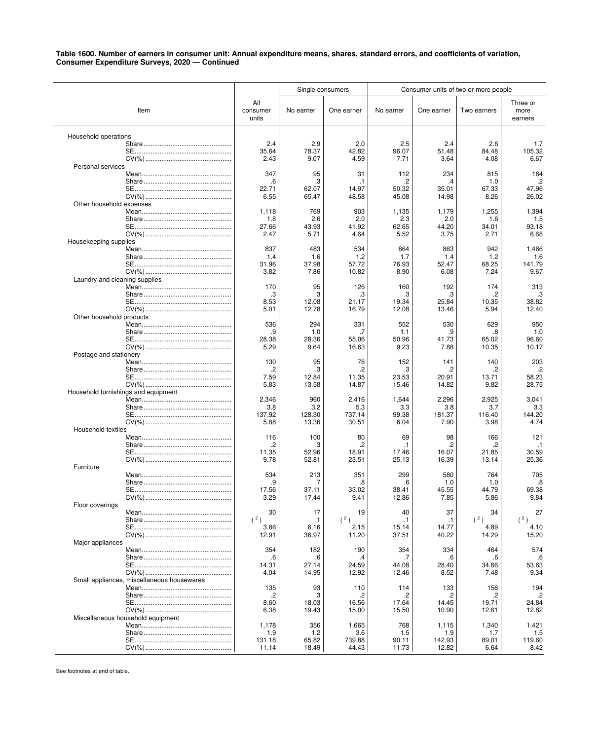**Table 1600. Number of earners in consumer unit: Annual expenditure means, shares, standard errors, and coefficients of variation, Consumer Expenditure Surveys, 2020 — Continued**

| Item | All consumer units | Single consumers: No earner | Single consumers: One earner | Consumer units of two or more people: No earner | Consumer units of two or more people: One earner | Consumer units of two or more people: Two earners | Consumer units of two or more people: Three or more earners |
|---|---|---|---|---|---|---|---|
| Household operations | | | | | | | |
| Share | 2.4 | 2.9 | 2.0 | 2.5 | 2.4 | 2.6 | 1.7 |
| SE | 35.64 | 78.37 | 42.82 | 96.07 | 51.48 | 84.48 | 105.32 |
| CV(%) | 2.43 | 9.07 | 4.59 | 7.71 | 3.64 | 4.08 | 6.67 |
| Personal services | | | | | | | |
| Mean | 347 | 95 | 31 | 112 | 234 | 815 | 184 |
| Share | .6 | .3 | .1 | .2 | .4 | 1.0 | .2 |
| SE | 22.71 | 62.07 | 14.97 | 50.32 | 35.01 | 67.33 | 47.96 |
| CV(%) | 6.55 | 65.47 | 48.58 | 45.08 | 14.98 | 8.26 | 26.02 |
| Other household expenses | | | | | | | |
| Mean | 1,118 | 769 | 903 | 1,135 | 1,179 | 1,255 | 1,394 |
| Share | 1.8 | 2.6 | 2.0 | 2.3 | 2.0 | 1.6 | 1.5 |
| SE | 27.66 | 43.93 | 41.92 | 62.65 | 44.20 | 34.01 | 93.18 |
| CV(%) | 2.47 | 5.71 | 4.64 | 5.52 | 3.75 | 2.71 | 6.68 |
| Housekeeping supplies | | | | | | | |
| Mean | 837 | 483 | 534 | 864 | 863 | 942 | 1,466 |
| Share | 1.4 | 1.6 | 1.2 | 1.7 | 1.4 | 1.2 | 1.6 |
| SE | 31.96 | 37.98 | 57.72 | 76.93 | 52.47 | 68.25 | 141.79 |
| CV(%) | 3.82 | 7.86 | 10.82 | 8.90 | 6.08 | 7.24 | 9.67 |
| Laundry and cleaning supplies | | | | | | | |
| Mean | 170 | 95 | 126 | 160 | 192 | 174 | 313 |
| Share | .3 | .3 | .3 | .3 | .3 | .2 | .3 |
| SE | 8.53 | 12.08 | 21.17 | 19.34 | 25.84 | 10.35 | 38.82 |
| CV(%) | 5.01 | 12.78 | 16.79 | 12.08 | 13.46 | 5.94 | 12.40 |
| Other household products | | | | | | | |
| Mean | 536 | 294 | 331 | 552 | 530 | 629 | 950 |
| Share | .9 | 1.0 | .7 | 1.1 | .9 | .8 | 1.0 |
| SE | 28.38 | 28.36 | 55.06 | 50.96 | 41.73 | 65.02 | 96.60 |
| CV(%) | 5.29 | 9.64 | 16.63 | 9.23 | 7.88 | 10.35 | 10.17 |
| Postage and stationery | | | | | | | |
| Mean | 130 | 95 | 76 | 152 | 141 | 140 | 203 |
| Share | .2 | .3 | .2 | .3 | .2 | .2 | .2 |
| SE | 7.59 | 12.84 | 11.35 | 23.53 | 20.91 | 13.71 | 58.23 |
| CV(%) | 5.83 | 13.58 | 14.87 | 15.46 | 14.82 | 9.82 | 28.75 |
| Household furnishings and equipment | | | | | | | |
| Mean | 2,346 | 960 | 2,416 | 1,644 | 2,296 | 2,925 | 3,041 |
| Share | 3.8 | 3.2 | 5.3 | 3.3 | 3.8 | 3.7 | 3.3 |
| SE | 137.92 | 128.30 | 737.14 | 99.38 | 181.37 | 116.40 | 144.20 |
| CV(%) | 5.88 | 13.36 | 30.51 | 6.04 | 7.90 | 3.98 | 4.74 |
| Household textiles | | | | | | | |
| Mean | 116 | 100 | 80 | 69 | 98 | 166 | 121 |
| Share | .2 | .3 | .2 | .1 | .2 | .2 | .1 |
| SE | 11.35 | 52.96 | 18.91 | 17.46 | 16.07 | 21.85 | 30.59 |
| CV(%) | 9.78 | 52.81 | 23.51 | 25.13 | 16.39 | 13.14 | 25.36 |
| Furniture | | | | | | | |
| Mean | 534 | 213 | 351 | 299 | 580 | 764 | 705 |
| Share | .9 | .7 | .8 | .6 | 1.0 | 1.0 | .8 |
| SE | 17.56 | 37.11 | 33.02 | 38.41 | 45.55 | 44.79 | 69.38 |
| CV(%) | 3.29 | 17.44 | 9.41 | 12.86 | 7.85 | 5.86 | 9.84 |
| Floor coverings | | | | | | | |
| Mean | 30 | 17 | 19 | 40 | 37 | 34 | 27 |
| Share | ([2]) | .1 | ([2]) | .1 | .1 | ([2]) | ([2]) |
| SE | 3.86 | 6.16 | 2.15 | 15.14 | 14.77 | 4.89 | 4.10 |
| CV(%) | 12.91 | 36.97 | 11.20 | 37.51 | 40.22 | 14.29 | 15.20 |
| Major appliances | | | | | | | |
| Mean | 354 | 182 | 190 | 354 | 334 | 464 | 574 |
| Share | .6 | .6 | .4 | .7 | .6 | .6 | .6 |
| SE | 14.31 | 27.14 | 24.59 | 44.08 | 28.40 | 34.66 | 53.63 |
| CV(%) | 4.04 | 14.95 | 12.92 | 12.46 | 8.52 | 7.48 | 9.34 |
| Small appliances, miscellaneous housewares | | | | | | | |
| Mean | 135 | 93 | 110 | 114 | 133 | 156 | 194 |
| Share | .2 | .3 | .2 | .2 | .2 | .2 | .2 |
| SE | 8.60 | 18.03 | 16.56 | 17.64 | 14.45 | 19.71 | 24.84 |
| CV(%) | 6.38 | 19.43 | 15.00 | 15.50 | 10.90 | 12.61 | 12.82 |
| Miscellaneous household equipment | | | | | | | |
| Mean | 1,178 | 356 | 1,665 | 768 | 1,115 | 1,340 | 1,421 |
| Share | 1.9 | 1.2 | 3.6 | 1.5 | 1.9 | 1.7 | 1.5 |
| SE | 131.18 | 65.82 | 739.88 | 90.11 | 142.93 | 89.01 | 119.60 |
| CV(%) | 11.14 | 18.49 | 44.43 | 11.73 | 12.82 | 6.64 | 8.42 |

See footnotes at end of table.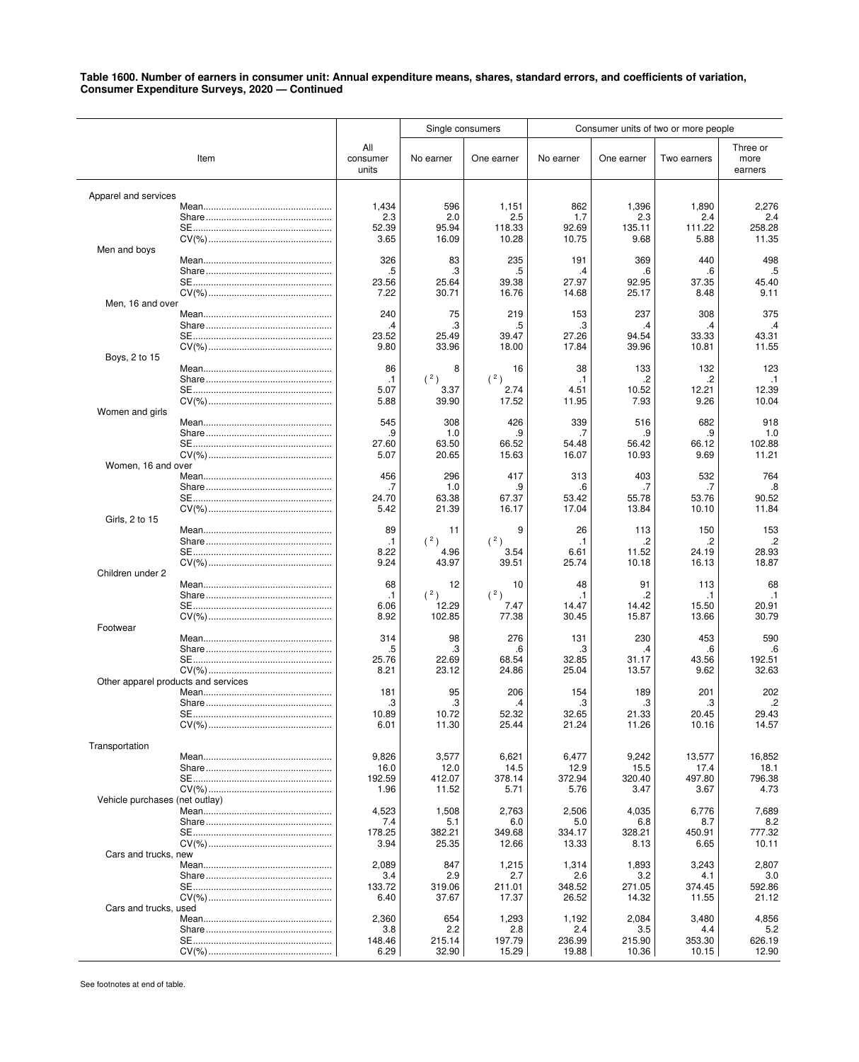**Table 1600. Number of earners in consumer unit: Annual expenditure means, shares, standard errors, and coefficients of variation, Consumer Expenditure Surveys, 2020 — Continued**

| Item | All consumer units | Single consumers: No earner | Single consumers: One earner | Consumer units of two or more people: No earner | Consumer units of two or more people: One earner | Consumer units of two or more people: Two earners | Consumer units of two or more people: Three or more earners |
|---|---|---|---|---|---|---|---|
| **Apparel and services** | | | | | | | |
| Mean | 1,434 | 596 | 1,151 | 862 | 1,396 | 1,890 | 2,276 |
| Share | 2.3 | 2.0 | 2.5 | 1.7 | 2.3 | 2.4 | 2.4 |
| SE | 52.39 | 95.94 | 118.33 | 92.69 | 135.11 | 111.22 | 258.28 |
| CV(%) | 3.65 | 16.09 | 10.28 | 10.75 | 9.68 | 5.88 | 11.35 |
| Men and boys | | | | | | | |
| Mean | 326 | 83 | 235 | 191 | 369 | 440 | 498 |
| Share | .5 | .3 | .5 | .4 | .6 | .6 | .5 |
| SE | 23.56 | 25.64 | 39.38 | 27.97 | 92.95 | 37.35 | 45.40 |
| CV(%) | 7.22 | 30.71 | 16.76 | 14.68 | 25.17 | 8.48 | 9.11 |
| Men, 16 and over | | | | | | | |
| Mean | 240 | 75 | 219 | 153 | 237 | 308 | 375 |
| Share | .4 | .3 | .5 | .3 | .4 | .4 | .4 |
| SE | 23.52 | 25.49 | 39.47 | 27.26 | 94.54 | 33.33 | 43.31 |
| CV(%) | 9.80 | 33.96 | 18.00 | 17.84 | 39.96 | 10.81 | 11.55 |
| Boys, 2 to 15 | | | | | | | |
| Mean | 86 | 8 | 16 | 38 | 133 | 132 | 123 |
| Share | .1 | [2] | [2] | .1 | .2 | .2 | .1 |
| SE | 5.07 | 3.37 | 2.74 | 4.51 | 10.52 | 12.21 | 12.39 |
| CV(%) | 5.88 | 39.90 | 17.52 | 11.95 | 7.93 | 9.26 | 10.04 |
| Women and girls | | | | | | | |
| Mean | 545 | 308 | 426 | 339 | 516 | 682 | 918 |
| Share | .9 | 1.0 | .9 | .7 | .9 | .9 | 1.0 |
| SE | 27.60 | 63.50 | 66.52 | 54.48 | 56.42 | 66.12 | 102.88 |
| CV(%) | 5.07 | 20.65 | 15.63 | 16.07 | 10.93 | 9.69 | 11.21 |
| Women, 16 and over | | | | | | | |
| Mean | 456 | 296 | 417 | 313 | 403 | 532 | 764 |
| Share | .7 | 1.0 | .9 | .6 | .7 | .7 | .8 |
| SE | 24.70 | 63.38 | 67.37 | 53.42 | 55.78 | 53.76 | 90.52 |
| CV(%) | 5.42 | 21.39 | 16.17 | 17.04 | 13.84 | 10.10 | 11.84 |
| Girls, 2 to 15 | | | | | | | |
| Mean | 89 | 11 | 9 | 26 | 113 | 150 | 153 |
| Share | .1 | [2] | [2] | .1 | .2 | .2 | .2 |
| SE | 8.22 | 4.96 | 3.54 | 6.61 | 11.52 | 24.19 | 28.93 |
| CV(%) | 9.24 | 43.97 | 39.51 | 25.74 | 10.18 | 16.13 | 18.87 |
| Children under 2 | | | | | | | |
| Mean | 68 | 12 | 10 | 48 | 91 | 113 | 68 |
| Share | .1 | [2] | [2] | .1 | .2 | .1 | .1 |
| SE | 6.06 | 12.29 | 7.47 | 14.47 | 14.42 | 15.50 | 20.91 |
| CV(%) | 8.92 | 102.85 | 77.38 | 30.45 | 15.87 | 13.66 | 30.79 |
| Footwear | | | | | | | |
| Mean | 314 | 98 | 276 | 131 | 230 | 453 | 590 |
| Share | .5 | .3 | .6 | .3 | .4 | .6 | .6 |
| SE | 25.76 | 22.69 | 68.54 | 32.85 | 31.17 | 43.56 | 192.51 |
| CV(%) | 8.21 | 23.12 | 24.86 | 25.04 | 13.57 | 9.62 | 32.63 |
| Other apparel products and services | | | | | | | |
| Mean | 181 | 95 | 206 | 154 | 189 | 201 | 202 |
| Share | .3 | .3 | .4 | .3 | .3 | .3 | .2 |
| SE | 10.89 | 10.72 | 52.32 | 32.65 | 21.33 | 20.45 | 29.43 |
| CV(%) | 6.01 | 11.30 | 25.44 | 21.24 | 11.26 | 10.16 | 14.57 |
| **Transportation** | | | | | | | |
| Mean | 9,826 | 3,577 | 6,621 | 6,477 | 9,242 | 13,577 | 16,852 |
| Share | 16.0 | 12.0 | 14.5 | 12.9 | 15.5 | 17.4 | 18.1 |
| SE | 192.59 | 412.07 | 378.14 | 372.94 | 320.40 | 497.80 | 796.38 |
| CV(%) | 1.96 | 11.52 | 5.71 | 5.76 | 3.47 | 3.67 | 4.73 |
| Vehicle purchases (net outlay) | | | | | | | |
| Mean | 4,523 | 1,508 | 2,763 | 2,506 | 4,035 | 6,776 | 7,689 |
| Share | 7.4 | 5.1 | 6.0 | 5.0 | 6.8 | 8.7 | 8.2 |
| SE | 178.25 | 382.21 | 349.68 | 334.17 | 328.21 | 450.91 | 777.32 |
| CV(%) | 3.94 | 25.35 | 12.66 | 13.33 | 8.13 | 6.65 | 10.11 |
| Cars and trucks, new | | | | | | | |
| Mean | 2,089 | 847 | 1,215 | 1,314 | 1,893 | 3,243 | 2,807 |
| Share | 3.4 | 2.9 | 2.7 | 2.6 | 3.2 | 4.1 | 3.0 |
| SE | 133.72 | 319.06 | 211.01 | 348.52 | 271.05 | 374.45 | 592.86 |
| CV(%) | 6.40 | 37.67 | 17.37 | 26.52 | 14.32 | 11.55 | 21.12 |
| Cars and trucks, used | | | | | | | |
| Mean | 2,360 | 654 | 1,293 | 1,192 | 2,084 | 3,480 | 4,856 |
| Share | 3.8 | 2.2 | 2.8 | 2.4 | 3.5 | 4.4 | 5.2 |
| SE | 148.46 | 215.14 | 197.79 | 236.99 | 215.90 | 353.30 | 626.19 |
| CV(%) | 6.29 | 32.90 | 15.29 | 19.88 | 10.36 | 10.15 | 12.90 |

See footnotes at end of table.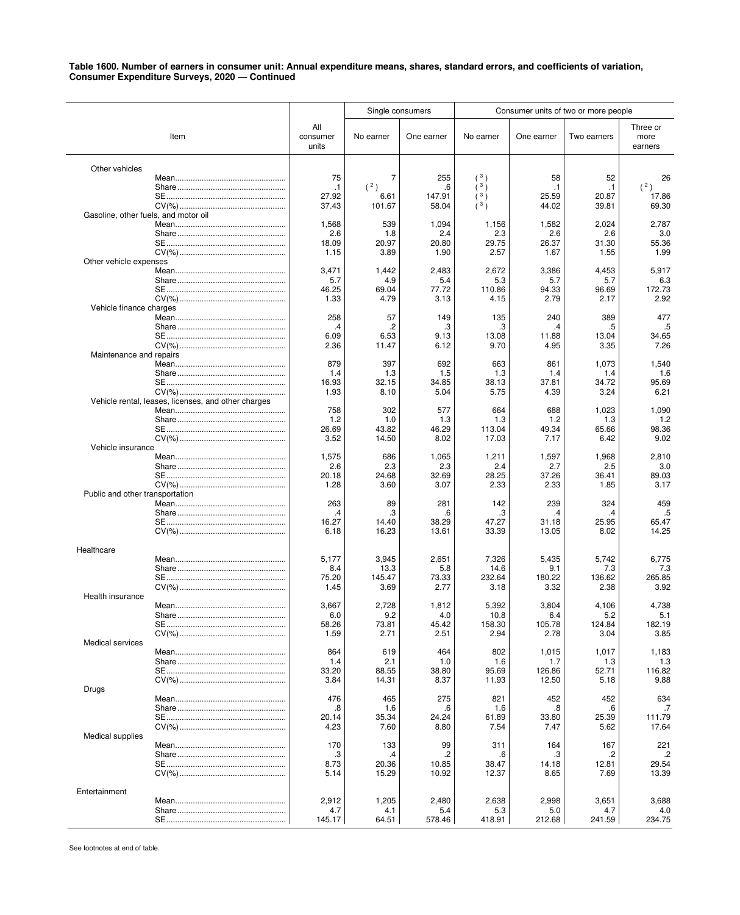**Table 1600. Number of earners in consumer unit: Annual expenditure means, shares, standard errors, and coefficients of variation, Consumer Expenditure Surveys, 2020 — Continued**

| Item | All consumer units | Single consumers | | Consumer units of two or more people | | | |
|---|---|---|---|---|---|---|---|
| | | No earner | One earner | No earner | One earner | Two earners | Three or more earners |
| Other vehicles | | | | | | | |
| Mean | 75 | 7 | 255 | ( 3 ) | 58 | 52 | 26 |
| Share | .1 | ( 2 ) | .6 | ( 3 ) | .1 | .1 | ( 2 ) |
| SE | 27.92 | 6.61 | 147.91 | ( 3 ) | 25.59 | 20.87 | 17.86 |
| CV(%) | 37.43 | 101.67 | 58.04 | ( 3 ) | 44.02 | 39.81 | 69.30 |
| Gasoline, other fuels, and motor oil | | | | | | | |
| Mean | 1,568 | 539 | 1,094 | 1,156 | 1,582 | 2,024 | 2,787 |
| Share | 2.6 | 1.8 | 2.4 | 2.3 | 2.6 | 2.6 | 3.0 |
| SE | 18.09 | 20.97 | 20.80 | 29.75 | 26.37 | 31.30 | 55.36 |
| CV(%) | 1.15 | 3.89 | 1.90 | 2.57 | 1.67 | 1.55 | 1.99 |
| Other vehicle expenses | | | | | | | |
| Mean | 3,471 | 1,442 | 2,483 | 2,672 | 3,386 | 4,453 | 5,917 |
| Share | 5.7 | 4.9 | 5.4 | 5.3 | 5.7 | 5.7 | 6.3 |
| SE | 46.25 | 69.04 | 77.72 | 110.86 | 94.33 | 96.69 | 172.73 |
| CV(%) | 1.33 | 4.79 | 3.13 | 4.15 | 2.79 | 2.17 | 2.92 |
| Vehicle finance charges | | | | | | | |
| Mean | 258 | 57 | 149 | 135 | 240 | 389 | 477 |
| Share | .4 | .2 | .3 | .3 | .4 | .5 | .5 |
| SE | 6.09 | 6.53 | 9.13 | 13.08 | 11.88 | 13.04 | 34.65 |
| CV(%) | 2.36 | 11.47 | 6.12 | 9.70 | 4.95 | 3.35 | 7.26 |
| Maintenance and repairs | | | | | | | |
| Mean | 879 | 397 | 692 | 663 | 861 | 1,073 | 1,540 |
| Share | 1.4 | 1.3 | 1.5 | 1.3 | 1.4 | 1.4 | 1.6 |
| SE | 16.93 | 32.15 | 34.85 | 38.13 | 37.81 | 34.72 | 95.69 |
| CV(%) | 1.93 | 8.10 | 5.04 | 5.75 | 4.39 | 3.24 | 6.21 |
| Vehicle rental, leases, licenses, and other charges | | | | | | | |
| Mean | 758 | 302 | 577 | 664 | 688 | 1,023 | 1,090 |
| Share | 1.2 | 1.0 | 1.3 | 1.3 | 1.2 | 1.3 | 1.2 |
| SE | 26.69 | 43.82 | 46.29 | 113.04 | 49.34 | 65.66 | 98.36 |
| CV(%) | 3.52 | 14.50 | 8.02 | 17.03 | 7.17 | 6.42 | 9.02 |
| Vehicle insurance | | | | | | | |
| Mean | 1,575 | 686 | 1,065 | 1,211 | 1,597 | 1,968 | 2,810 |
| Share | 2.6 | 2.3 | 2.3 | 2.4 | 2.7 | 2.5 | 3.0 |
| SE | 20.18 | 24.68 | 32.69 | 28.25 | 37.26 | 36.41 | 89.03 |
| CV(%) | 1.28 | 3.60 | 3.07 | 2.33 | 2.33 | 1.85 | 3.17 |
| Public and other transportation | | | | | | | |
| Mean | 263 | 89 | 281 | 142 | 239 | 324 | 459 |
| Share | .4 | .3 | .6 | .3 | .4 | .4 | .5 |
| SE | 16.27 | 14.40 | 38.29 | 47.27 | 31.18 | 25.95 | 65.47 |
| CV(%) | 6.18 | 16.23 | 13.61 | 33.39 | 13.05 | 8.02 | 14.25 |
| Healthcare | | | | | | | |
| Mean | 5,177 | 3,945 | 2,651 | 7,326 | 5,435 | 5,742 | 6,775 |
| Share | 8.4 | 13.3 | 5.8 | 14.6 | 9.1 | 7.3 | 7.3 |
| SE | 75.20 | 145.47 | 73.33 | 232.64 | 180.22 | 136.62 | 265.85 |
| CV(%) | 1.45 | 3.69 | 2.77 | 3.18 | 3.32 | 2.38 | 3.92 |
| Health insurance | | | | | | | |
| Mean | 3,667 | 2,728 | 1,812 | 5,392 | 3,804 | 4,106 | 4,738 |
| Share | 6.0 | 9.2 | 4.0 | 10.8 | 6.4 | 5.2 | 5.1 |
| SE | 58.26 | 73.81 | 45.42 | 158.30 | 105.78 | 124.84 | 182.19 |
| CV(%) | 1.59 | 2.71 | 2.51 | 2.94 | 2.78 | 3.04 | 3.85 |
| Medical services | | | | | | | |
| Mean | 864 | 619 | 464 | 802 | 1,015 | 1,017 | 1,183 |
| Share | 1.4 | 2.1 | 1.0 | 1.6 | 1.7 | 1.3 | 1.3 |
| SE | 33.20 | 88.55 | 38.80 | 95.69 | 126.86 | 52.71 | 116.82 |
| CV(%) | 3.84 | 14.31 | 8.37 | 11.93 | 12.50 | 5.18 | 9.88 |
| Drugs | | | | | | | |
| Mean | 476 | 465 | 275 | 821 | 452 | 452 | 634 |
| Share | .8 | 1.6 | .6 | 1.6 | .8 | .6 | .7 |
| SE | 20.14 | 35.34 | 24.24 | 61.89 | 33.80 | 25.39 | 111.79 |
| CV(%) | 4.23 | 7.60 | 8.80 | 7.54 | 7.47 | 5.62 | 17.64 |
| Medical supplies | | | | | | | |
| Mean | 170 | 133 | 99 | 311 | 164 | 167 | 221 |
| Share | .3 | .4 | .2 | .6 | .3 | .2 | .2 |
| SE | 8.73 | 20.36 | 10.85 | 38.47 | 14.18 | 12.81 | 29.54 |
| CV(%) | 5.14 | 15.29 | 10.92 | 12.37 | 8.65 | 7.69 | 13.39 |
| Entertainment | | | | | | | |
| Mean | 2,912 | 1,205 | 2,480 | 2,638 | 2,998 | 3,651 | 3,688 |
| Share | 4.7 | 4.1 | 5.4 | 5.3 | 5.0 | 4.7 | 4.0 |
| SE | 145.17 | 64.51 | 578.46 | 418.91 | 212.68 | 241.59 | 234.75 |

See footnotes at end of table.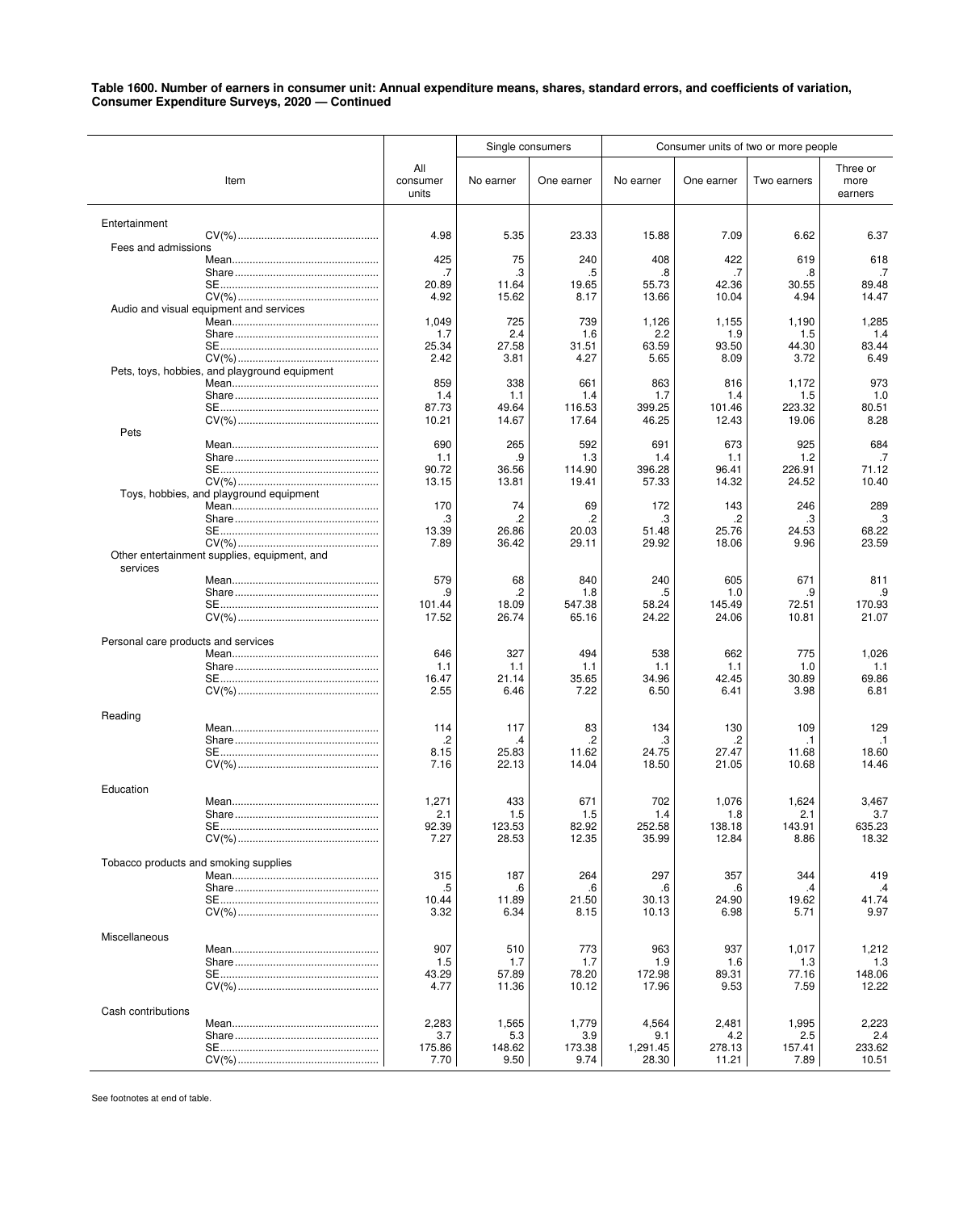**Table 1600. Number of earners in consumer unit: Annual expenditure means, shares, standard errors, and coefficients of variation, Consumer Expenditure Surveys, 2020 — Continued**

| Item | All consumer units | Single consumers | | Consumer units of two or more people | | | |
|---|---|---|---|---|---|---|---|
| | | No earner | One earner | No earner | One earner | Two earners | Three or more earners |
| **Entertainment** | | | | | | | |
| CV(%) | 4.98 | 5.35 | 23.33 | 15.88 | 7.09 | 6.62 | 6.37 |
| Fees and admissions | | | | | | | |
| Mean | 425 | 75 | 240 | 408 | 422 | 619 | 618 |
| Share | .7 | .3 | .5 | .8 | .7 | .8 | .7 |
| SE | 20.89 | 11.64 | 19.65 | 55.73 | 42.36 | 30.55 | 89.48 |
| CV(%) | 4.92 | 15.62 | 8.17 | 13.66 | 10.04 | 4.94 | 14.47 |
| Audio and visual equipment and services | | | | | | | |
| Mean | 1,049 | 725 | 739 | 1,126 | 1,155 | 1,190 | 1,285 |
| Share | 1.7 | 2.4 | 1.6 | 2.2 | 1.9 | 1.5 | 1.4 |
| SE | 25.34 | 27.58 | 31.51 | 63.59 | 93.50 | 44.30 | 83.44 |
| CV(%) | 2.42 | 3.81 | 4.27 | 5.65 | 8.09 | 3.72 | 6.49 |
| Pets, toys, hobbies, and playground equipment | | | | | | | |
| Mean | 859 | 338 | 661 | 863 | 816 | 1,172 | 973 |
| Share | 1.4 | 1.1 | 1.4 | 1.7 | 1.4 | 1.5 | 1.0 |
| SE | 87.73 | 49.64 | 116.53 | 399.25 | 101.46 | 223.32 | 80.51 |
| CV(%) | 10.21 | 14.67 | 17.64 | 46.25 | 12.43 | 19.06 | 8.28 |
| Pets | | | | | | | |
| Mean | 690 | 265 | 592 | 691 | 673 | 925 | 684 |
| Share | 1.1 | .9 | 1.3 | 1.4 | 1.1 | 1.2 | .7 |
| SE | 90.72 | 36.56 | 114.90 | 396.28 | 96.41 | 226.91 | 71.12 |
| CV(%) | 13.15 | 13.81 | 19.41 | 57.33 | 14.32 | 24.52 | 10.40 |
| Toys, hobbies, and playground equipment | | | | | | | |
| Mean | 170 | 74 | 69 | 172 | 143 | 246 | 289 |
| Share | .3 | .2 | .2 | .3 | .2 | .3 | .3 |
| SE | 13.39 | 26.86 | 20.03 | 51.48 | 25.76 | 24.53 | 68.22 |
| CV(%) | 7.89 | 36.42 | 29.11 | 29.92 | 18.06 | 9.96 | 23.59 |
| Other entertainment supplies, equipment, and services | | | | | | | |
| Mean | 579 | 68 | 840 | 240 | 605 | 671 | 811 |
| Share | .9 | .2 | 1.8 | .5 | 1.0 | .9 | .9 |
| SE | 101.44 | 18.09 | 547.38 | 58.24 | 145.49 | 72.51 | 170.93 |
| CV(%) | 17.52 | 26.74 | 65.16 | 24.22 | 24.06 | 10.81 | 21.07 |
| **Personal care products and services** | | | | | | | |
| Mean | 646 | 327 | 494 | 538 | 662 | 775 | 1,026 |
| Share | 1.1 | 1.1 | 1.1 | 1.1 | 1.1 | 1.0 | 1.1 |
| SE | 16.47 | 21.14 | 35.65 | 34.96 | 42.45 | 30.89 | 69.86 |
| CV(%) | 2.55 | 6.46 | 7.22 | 6.50 | 6.41 | 3.98 | 6.81 |
| **Reading** | | | | | | | |
| Mean | 114 | 117 | 83 | 134 | 130 | 109 | 129 |
| Share | .2 | .4 | .2 | .3 | .2 | .1 | .1 |
| SE | 8.15 | 25.83 | 11.62 | 24.75 | 27.47 | 11.68 | 18.60 |
| CV(%) | 7.16 | 22.13 | 14.04 | 18.50 | 21.05 | 10.68 | 14.46 |
| **Education** | | | | | | | |
| Mean | 1,271 | 433 | 671 | 702 | 1,076 | 1,624 | 3,467 |
| Share | 2.1 | 1.5 | 1.5 | 1.4 | 1.8 | 2.1 | 3.7 |
| SE | 92.39 | 123.53 | 82.92 | 252.58 | 138.18 | 143.91 | 635.23 |
| CV(%) | 7.27 | 28.53 | 12.35 | 35.99 | 12.84 | 8.86 | 18.32 |
| **Tobacco products and smoking supplies** | | | | | | | |
| Mean | 315 | 187 | 264 | 297 | 357 | 344 | 419 |
| Share | .5 | .6 | .6 | .6 | .6 | .4 | .4 |
| SE | 10.44 | 11.89 | 21.50 | 30.13 | 24.90 | 19.62 | 41.74 |
| CV(%) | 3.32 | 6.34 | 8.15 | 10.13 | 6.98 | 5.71 | 9.97 |
| **Miscellaneous** | | | | | | | |
| Mean | 907 | 510 | 773 | 963 | 937 | 1,017 | 1,212 |
| Share | 1.5 | 1.7 | 1.7 | 1.9 | 1.6 | 1.3 | 1.3 |
| SE | 43.29 | 57.89 | 78.20 | 172.98 | 89.31 | 77.16 | 148.06 |
| CV(%) | 4.77 | 11.36 | 10.12 | 17.96 | 9.53 | 7.59 | 12.22 |
| **Cash contributions** | | | | | | | |
| Mean | 2,283 | 1,565 | 1,779 | 4,564 | 2,481 | 1,995 | 2,223 |
| Share | 3.7 | 5.3 | 3.9 | 9.1 | 4.2 | 2.5 | 2.4 |
| SE | 175.86 | 148.62 | 173.38 | 1,291.45 | 278.13 | 157.41 | 233.62 |
| CV(%) | 7.70 | 9.50 | 9.74 | 28.30 | 11.21 | 7.89 | 10.51 |

See footnotes at end of table.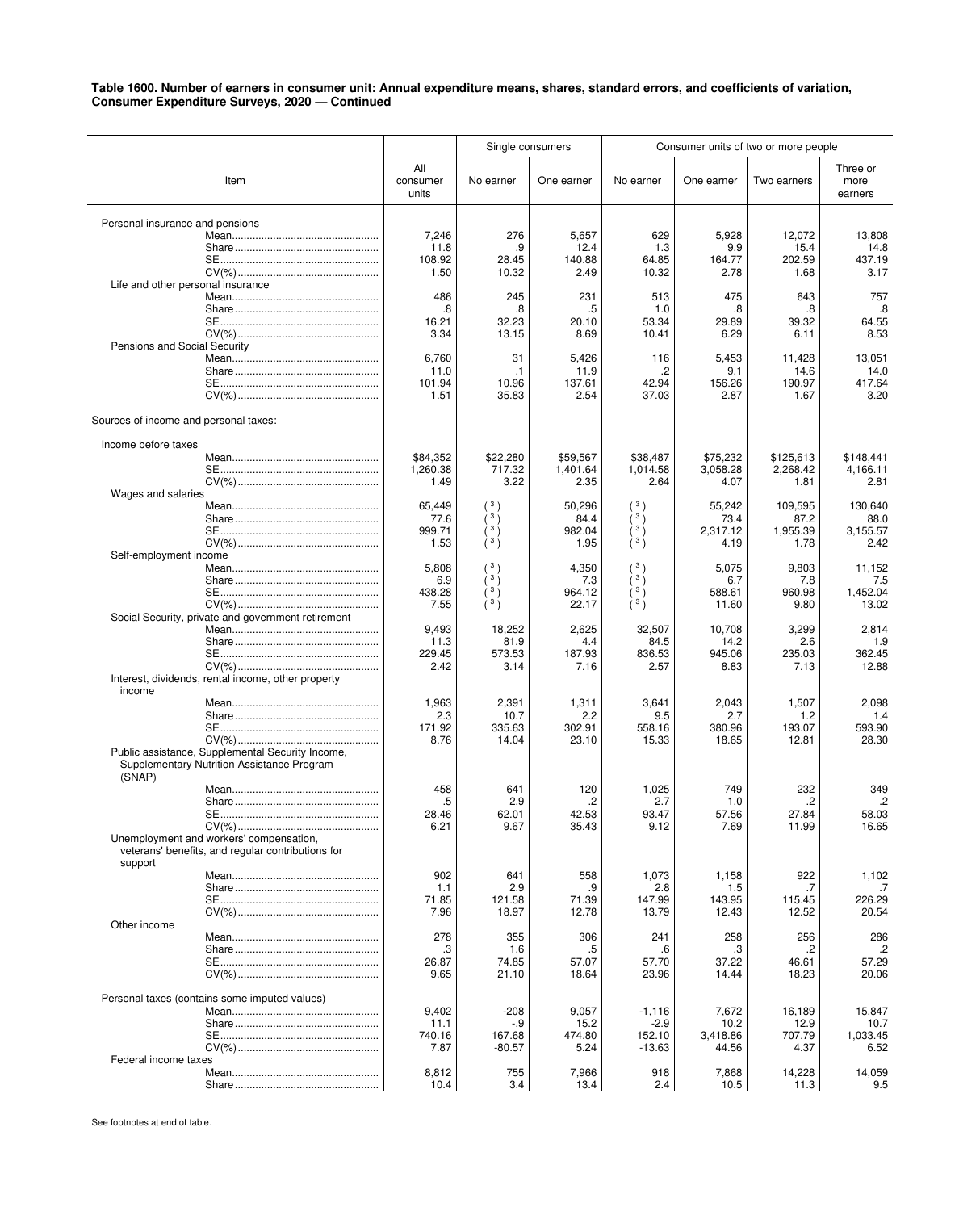**Table 1600. Number of earners in consumer unit: Annual expenditure means, shares, standard errors, and coefficients of variation, Consumer Expenditure Surveys, 2020 — Continued**

| Item | All consumer units | Single consumers: No earner | Single consumers: One earner | Consumer units of two or more people: No earner | Consumer units of two or more people: One earner | Consumer units of two or more people: Two earners | Consumer units of two or more people: Three or more earners |
|---|---|---|---|---|---|---|---|
| **Personal insurance and pensions** | | | | | | | |
| Mean | 7,246 | 276 | 5,657 | 629 | 5,928 | 12,072 | 13,808 |
| Share | 11.8 | .9 | 12.4 | 1.3 | 9.9 | 15.4 | 14.8 |
| SE | 108.92 | 28.45 | 140.88 | 64.85 | 164.77 | 202.59 | 437.19 |
| CV(%) | 1.50 | 10.32 | 2.49 | 10.32 | 2.78 | 1.68 | 3.17 |
| Life and other personal insurance | | | | | | | |
| Mean | 486 | 245 | 231 | 513 | 475 | 643 | 757 |
| Share | .8 | .8 | .5 | 1.0 | .8 | .8 | .8 |
| SE | 16.21 | 32.23 | 20.10 | 53.34 | 29.89 | 39.32 | 64.55 |
| CV(%) | 3.34 | 13.15 | 8.69 | 10.41 | 6.29 | 6.11 | 8.53 |
| Pensions and Social Security | | | | | | | |
| Mean | 6,760 | 31 | 5,426 | 116 | 5,453 | 11,428 | 13,051 |
| Share | 11.0 | .1 | 11.9 | .2 | 9.1 | 14.6 | 14.0 |
| SE | 101.94 | 10.96 | 137.61 | 42.94 | 156.26 | 190.97 | 417.64 |
| CV(%) | 1.51 | 35.83 | 2.54 | 37.03 | 2.87 | 1.67 | 3.20 |
| **Sources of income and personal taxes:** | | | | | | | |
| Income before taxes | | | | | | | |
| Mean | $84,352 | $22,280 | $59,567 | $38,487 | $75,232 | $125,613 | $148,441 |
| SE | 1,260.38 | 717.32 | 1,401.64 | 1,014.58 | 3,058.28 | 2,268.42 | 4,166.11 |
| CV(%) | 1.49 | 3.22 | 2.35 | 2.64 | 4.07 | 1.81 | 2.81 |
| Wages and salaries | | | | | | | |
| Mean | 65,449 | [3] | 50,296 | [3] | 55,242 | 109,595 | 130,640 |
| Share | 77.6 | [3] | 84.4 | [3] | 73.4 | 87.2 | 88.0 |
| SE | 999.71 | [3] | 982.04 | [3] | 2,317.12 | 1,955.39 | 3,155.57 |
| CV(%) | 1.53 | [3] | 1.95 | [3] | 4.19 | 1.78 | 2.42 |
| Self-employment income | | | | | | | |
| Mean | 5,808 | [3] | 4,350 | [3] | 5,075 | 9,803 | 11,152 |
| Share | 6.9 | [3] | 7.3 | [3] | 6.7 | 7.8 | 7.5 |
| SE | 438.28 | [3] | 964.12 | [3] | 588.61 | 960.98 | 1,452.04 |
| CV(%) | 7.55 | [3] | 22.17 | [3] | 11.60 | 9.80 | 13.02 |
| Social Security, private and government retirement | | | | | | | |
| Mean | 9,493 | 18,252 | 2,625 | 32,507 | 10,708 | 3,299 | 2,814 |
| Share | 11.3 | 81.9 | 4.4 | 84.5 | 14.2 | 2.6 | 1.9 |
| SE | 229.45 | 573.53 | 187.93 | 836.53 | 945.06 | 235.03 | 362.45 |
| CV(%) | 2.42 | 3.14 | 7.16 | 2.57 | 8.83 | 7.13 | 12.88 |
| Interest, dividends, rental income, other property income | | | | | | | |
| Mean | 1,963 | 2,391 | 1,311 | 3,641 | 2,043 | 1,507 | 2,098 |
| Share | 2.3 | 10.7 | 2.2 | 9.5 | 2.7 | 1.2 | 1.4 |
| SE | 171.92 | 335.63 | 302.91 | 558.16 | 380.96 | 193.07 | 593.90 |
| CV(%) | 8.76 | 14.04 | 23.10 | 15.33 | 18.65 | 12.81 | 28.30 |
| Public assistance, Supplemental Security Income, Supplementary Nutrition Assistance Program (SNAP) | | | | | | | |
| Mean | 458 | 641 | 120 | 1,025 | 749 | 232 | 349 |
| Share | .5 | 2.9 | .2 | 2.7 | 1.0 | .2 | .2 |
| SE | 28.46 | 62.01 | 42.53 | 93.47 | 57.56 | 27.84 | 58.03 |
| CV(%) | 6.21 | 9.67 | 35.43 | 9.12 | 7.69 | 11.99 | 16.65 |
| Unemployment and workers' compensation, veterans' benefits, and regular contributions for support | | | | | | | |
| Mean | 902 | 641 | 558 | 1,073 | 1,158 | 922 | 1,102 |
| Share | 1.1 | 2.9 | .9 | 2.8 | 1.5 | .7 | .7 |
| SE | 71.85 | 121.58 | 71.39 | 147.99 | 143.95 | 115.45 | 226.29 |
| CV(%) | 7.96 | 18.97 | 12.78 | 13.79 | 12.43 | 12.52 | 20.54 |
| Other income | | | | | | | |
| Mean | 278 | 355 | 306 | 241 | 258 | 256 | 286 |
| Share | .3 | 1.6 | .5 | .6 | .3 | .2 | .2 |
| SE | 26.87 | 74.85 | 57.07 | 57.70 | 37.22 | 46.61 | 57.29 |
| CV(%) | 9.65 | 21.10 | 18.64 | 23.96 | 14.44 | 18.23 | 20.06 |
| Personal taxes (contains some imputed values) | | | | | | | |
| Mean | 9,402 | -208 | 9,057 | -1,116 | 7,672 | 16,189 | 15,847 |
| Share | 11.1 | -.9 | 15.2 | -2.9 | 10.2 | 12.9 | 10.7 |
| SE | 740.16 | 167.68 | 474.80 | 152.10 | 3,418.86 | 707.79 | 1,033.45 |
| CV(%) | 7.87 | -80.57 | 5.24 | -13.63 | 44.56 | 4.37 | 6.52 |
| Federal income taxes | | | | | | | |
| Mean | 8,812 | 755 | 7,966 | 918 | 7,868 | 14,228 | 14,059 |
| Share | 10.4 | 3.4 | 13.4 | 2.4 | 10.5 | 11.3 | 9.5 |

See footnotes at end of table.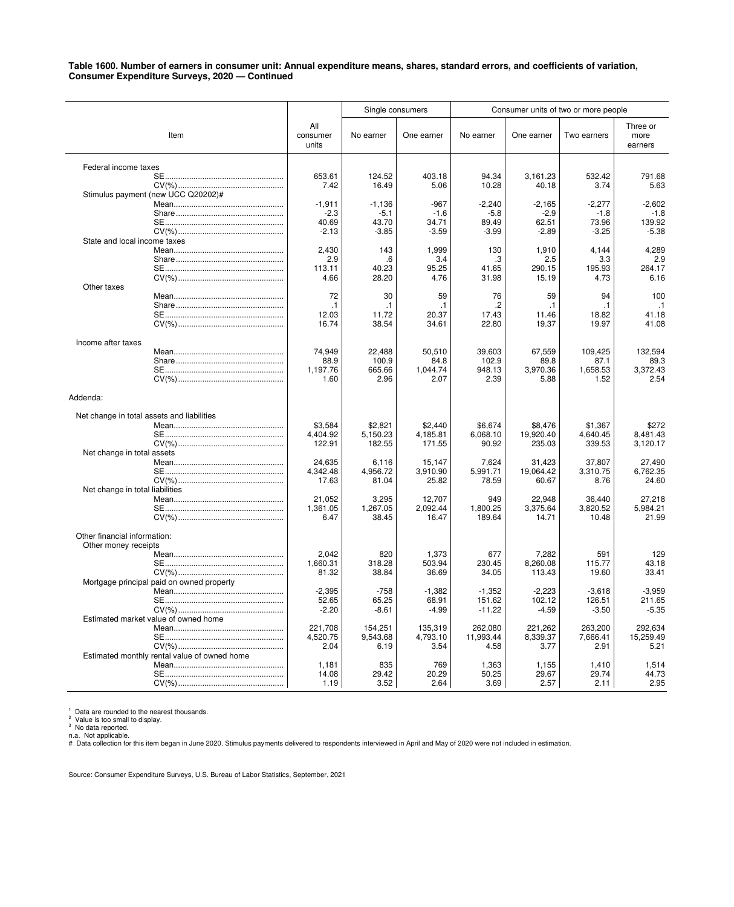**Table 1600. Number of earners in consumer unit: Annual expenditure means, shares, standard errors, and coefficients of variation, Consumer Expenditure Surveys, 2020 — Continued**

| Item | All consumer units | Single consumers: No earner | Single consumers: One earner | Consumer units of two or more people: No earner | Consumer units of two or more people: One earner | Consumer units of two or more people: Two earners | Consumer units of two or more people: Three or more earners |
|---|---|---|---|---|---|---|---|
| Federal income taxes | | | | | | | |
| SE | 653.61 | 124.52 | 403.18 | 94.34 | 3,161.23 | 532.42 | 791.68 |
| CV(%) | 7.42 | 16.49 | 5.06 | 10.28 | 40.18 | 3.74 | 5.63 |
| Stimulus payment (new UCC Q20202)# | | | | | | | |
| Mean | -1,911 | -1,136 | -967 | -2,240 | -2,165 | -2,277 | -2,602 |
| Share | -2.3 | -5.1 | -1.6 | -5.8 | -2.9 | -1.8 | -1.8 |
| SE | 40.69 | 43.70 | 34.71 | 89.49 | 62.51 | 73.96 | 139.92 |
| CV(%) | -2.13 | -3.85 | -3.59 | -3.99 | -2.89 | -3.25 | -5.38 |
| State and local income taxes | | | | | | | |
| Mean | 2,430 | 143 | 1,999 | 130 | 1,910 | 4,144 | 4,289 |
| Share | 2.9 | .6 | 3.4 | .3 | 2.5 | 3.3 | 2.9 |
| SE | 113.11 | 40.23 | 95.25 | 41.65 | 290.15 | 195.93 | 264.17 |
| CV(%) | 4.66 | 28.20 | 4.76 | 31.98 | 15.19 | 4.73 | 6.16 |
| Other taxes | | | | | | | |
| Mean | 72 | 30 | 59 | 76 | 59 | 94 | 100 |
| Share | .1 | .1 | .1 | .2 | .1 | .1 | .1 |
| SE | 12.03 | 11.72 | 20.37 | 17.43 | 11.46 | 18.82 | 41.18 |
| CV(%) | 16.74 | 38.54 | 34.61 | 22.80 | 19.37 | 19.97 | 41.08 |
| Income after taxes | | | | | | | |
| Mean | 74,949 | 22,488 | 50,510 | 39,603 | 67,559 | 109,425 | 132,594 |
| Share | 88.9 | 100.9 | 84.8 | 102.9 | 89.8 | 87.1 | 89.3 |
| SE | 1,197.76 | 665.66 | 1,044.74 | 948.13 | 3,970.36 | 1,658.53 | 3,372.43 |
| CV(%) | 1.60 | 2.96 | 2.07 | 2.39 | 5.88 | 1.52 | 2.54 |
| Addenda: | | | | | | | |
| Net change in total assets and liabilities | | | | | | | |
| Mean | $3,584 | $2,821 | $2,440 | $6,674 | $8,476 | $1,367 | $272 |
| SE | 4,404.92 | 5,150.23 | 4,185.81 | 6,068.10 | 19,920.40 | 4,640.45 | 8,481.43 |
| CV(%) | 122.91 | 182.55 | 171.55 | 90.92 | 235.03 | 339.53 | 3,120.17 |
| Net change in total assets | | | | | | | |
| Mean | 24,635 | 6,116 | 15,147 | 7,624 | 31,423 | 37,807 | 27,490 |
| SE | 4,342.48 | 4,956.72 | 3,910.90 | 5,991.71 | 19,064.42 | 3,310.75 | 6,762.35 |
| CV(%) | 17.63 | 81.04 | 25.82 | 78.59 | 60.67 | 8.76 | 24.60 |
| Net change in total liabilities | | | | | | | |
| Mean | 21,052 | 3,295 | 12,707 | 949 | 22,948 | 36,440 | 27,218 |
| SE | 1,361.05 | 1,267.05 | 2,092.44 | 1,800.25 | 3,375.64 | 3,820.52 | 5,984.21 |
| CV(%) | 6.47 | 38.45 | 16.47 | 189.64 | 14.71 | 10.48 | 21.99 |
| Other financial information: | | | | | | | |
| Other money receipts | | | | | | | |
| Mean | 2,042 | 820 | 1,373 | 677 | 7,282 | 591 | 129 |
| SE | 1,660.31 | 318.28 | 503.94 | 230.45 | 8,260.08 | 115.77 | 43.18 |
| CV(%) | 81.32 | 38.84 | 36.69 | 34.05 | 113.43 | 19.60 | 33.41 |
| Mortgage principal paid on owned property | | | | | | | |
| Mean | -2,395 | -758 | -1,382 | -1,352 | -2,223 | -3,618 | -3,959 |
| SE | 52.65 | 65.25 | 68.91 | 151.62 | 102.12 | 126.51 | 211.65 |
| CV(%) | -2.20 | -8.61 | -4.99 | -11.22 | -4.59 | -3.50 | -5.35 |
| Estimated market value of owned home | | | | | | | |
| Mean | 221,708 | 154,251 | 135,319 | 262,080 | 221,262 | 263,200 | 292,634 |
| SE | 4,520.75 | 9,543.68 | 4,793.10 | 11,993.44 | 8,339.37 | 7,666.41 | 15,259.49 |
| CV(%) | 2.04 | 6.19 | 3.54 | 4.58 | 3.77 | 2.91 | 5.21 |
| Estimated monthly rental value of owned home | | | | | | | |
| Mean | 1,181 | 835 | 769 | 1,363 | 1,155 | 1,410 | 1,514 |
| SE | 14.08 | 29.42 | 20.29 | 50.25 | 29.67 | 29.74 | 44.73 |
| CV(%) | 1.19 | 3.52 | 2.64 | 3.69 | 2.57 | 2.11 | 2.95 |

[1] Data are rounded to the nearest thousands.
[2] Value is too small to display.
[3] No data reported.
n.a. Not applicable.
# Data collection for this item began in June 2020. Stimulus payments delivered to respondents interviewed in April and May of 2020 were not included in estimation.

Source: Consumer Expenditure Surveys, U.S. Bureau of Labor Statistics, September, 2021